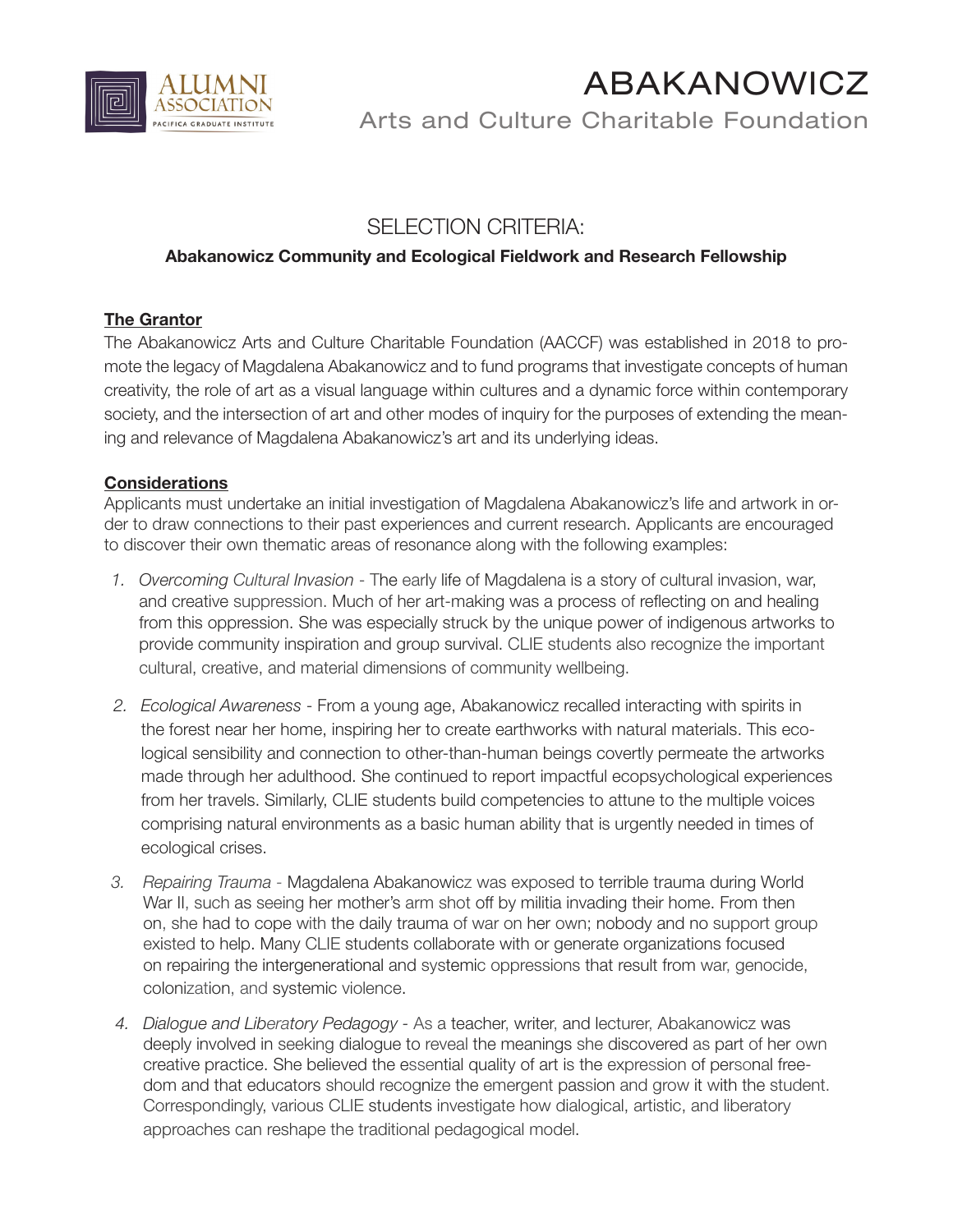ALUMNI ASSOCIATION
PACIFICA GRADUATE INSTITUTE

# ABAKANOWICZ

Arts and Culture Charitable Foundation

## SELECTION CRITERIA:

**Abakanowicz Community and Ecological Fieldwork and Research Fellowship**

### The Grantor

The Abakanowicz Arts and Culture Charitable Foundation (AACCF) was established in 2018 to promote the legacy of Magdalena Abakanowicz and to fund programs that investigate concepts of human creativity, the role of art as a visual language within cultures and a dynamic force within contemporary society, and the intersection of art and other modes of inquiry for the purposes of extending the meaning and relevance of Magdalena Abakanowicz's art and its underlying ideas.

### Considerations

Applicants must undertake an initial investigation of Magdalena Abakanowicz's life and artwork in order to draw connections to their past experiences and current research. Applicants are encouraged to discover their own thematic areas of resonance along with the following examples:

1. *Overcoming Cultural Invasion* - The early life of Magdalena is a story of cultural invasion, war, and creative suppression. Much of her art-making was a process of reflecting on and healing from this oppression. She was especially struck by the unique power of indigenous artworks to provide community inspiration and group survival. CLIE students also recognize the important cultural, creative, and material dimensions of community wellbeing.

2. *Ecological Awareness* - From a young age, Abakanowicz recalled interacting with spirits in the forest near her home, inspiring her to create earthworks with natural materials. This ecological sensibility and connection to other-than-human beings covertly permeate the artworks made through her adulthood. She continued to report impactful ecopsychological experiences from her travels. Similarly, CLIE students build competencies to attune to the multiple voices comprising natural environments as a basic human ability that is urgently needed in times of ecological crises.

3. *Repairing Trauma* - Magdalena Abakanowicz was exposed to terrible trauma during World War II, such as seeing her mother's arm shot off by militia invading their home. From then on, she had to cope with the daily trauma of war on her own; nobody and no support group existed to help. Many CLIE students collaborate with or generate organizations focused on repairing the intergenerational and systemic oppressions that result from war, genocide, colonization, and systemic violence.

4. *Dialogue and Liberatory Pedagogy* - As a teacher, writer, and lecturer, Abakanowicz was deeply involved in seeking dialogue to reveal the meanings she discovered as part of her own creative practice. She believed the essential quality of art is the expression of personal freedom and that educators should recognize the emergent passion and grow it with the student. Correspondingly, various CLIE students investigate how dialogical, artistic, and liberatory approaches can reshape the traditional pedagogical model.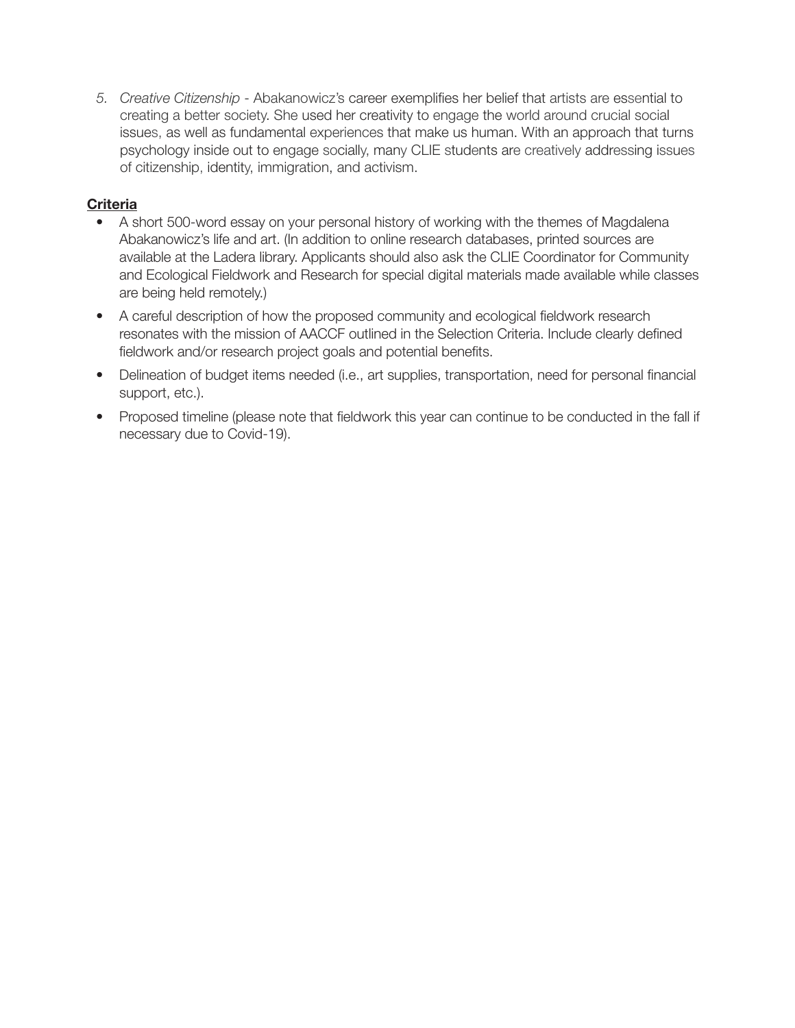5. *Creative Citizenship* - Abakanowicz's career exemplifies her belief that artists are essential to creating a better society. She used her creativity to engage the world around crucial social issues, as well as fundamental experiences that make us human. With an approach that turns psychology inside out to engage socially, many CLIE students are creatively addressing issues of citizenship, identity, immigration, and activism.

**Criteria**

- A short 500-word essay on your personal history of working with the themes of Magdalena Abakanowicz's life and art. (In addition to online research databases, printed sources are available at the Ladera library. Applicants should also ask the CLIE Coordinator for Community and Ecological Fieldwork and Research for special digital materials made available while classes are being held remotely.)
- A careful description of how the proposed community and ecological fieldwork research resonates with the mission of AACCF outlined in the Selection Criteria. Include clearly defined fieldwork and/or research project goals and potential benefits.
- Delineation of budget items needed (i.e., art supplies, transportation, need for personal financial support, etc.).
- Proposed timeline (please note that fieldwork this year can continue to be conducted in the fall if necessary due to Covid-19).